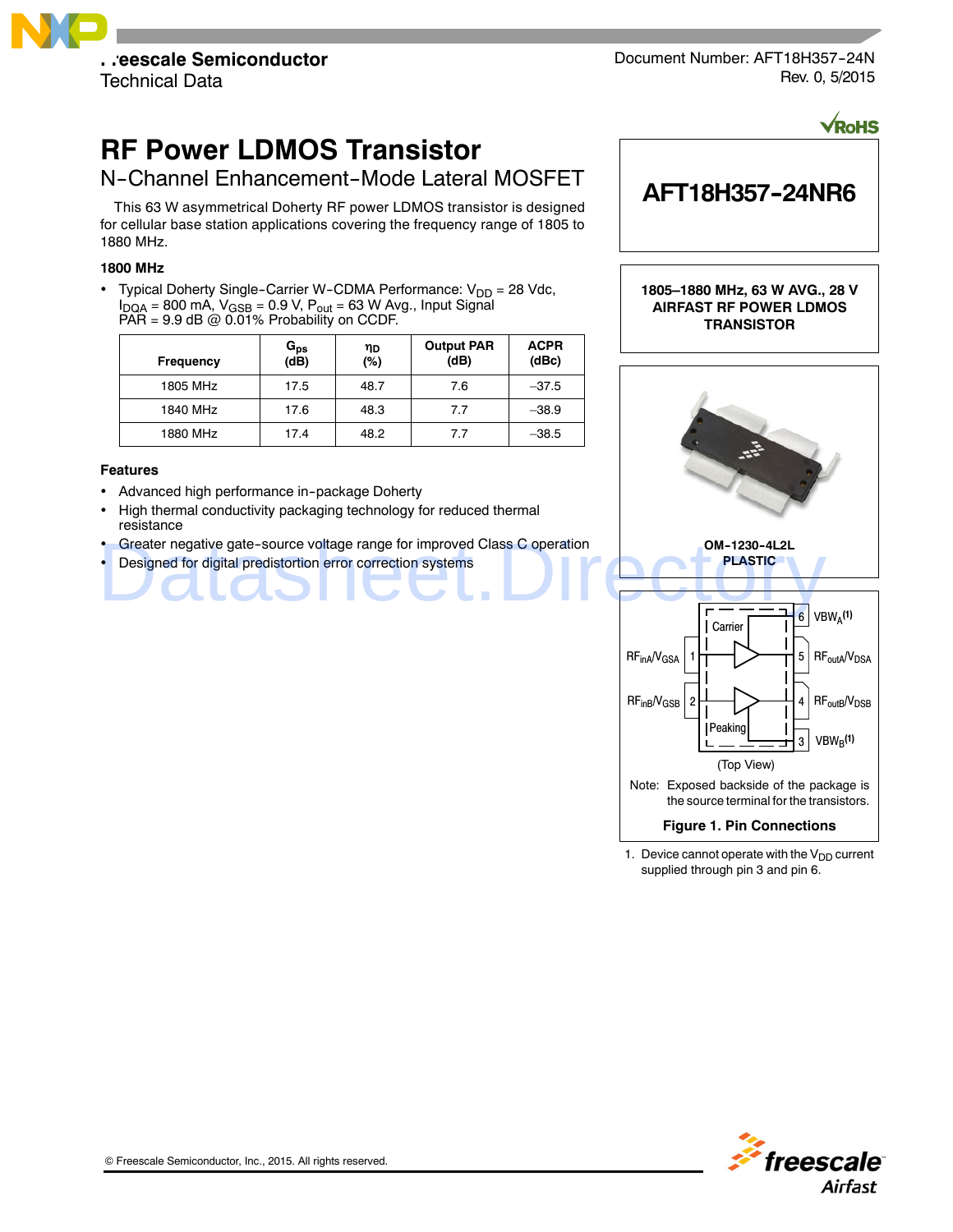Freescale Semiconductor
Technical Data

Document Number: AFT18H357-24N
Rev. 0, 5/2015

# RF Power LDMOS Transistor

## N-Channel Enhancement-Mode Lateral MOSFET

This 63 W asymmetrical Doherty RF power LDMOS transistor is designed for cellular base station applications covering the frequency range of 1805 to 1880 MHz.

**1800 MHz**

- Typical Doherty Single-Carrier W-CDMA Performance: $V_{DD}$ = 28 Vdc, $I_{DQA}$ = 800 mA, $V_{GSB}$ = 0.9 V, $P_{out}$ = 63 W Avg., Input Signal PAR = 9.9 dB @ 0.01% Probability on CCDF.

| Frequency | $G_{ps}$ (dB) | $\eta_D$ (%) | Output PAR (dB) | ACPR (dBc) |
|---|---|---|---|---|
| 1805 MHz | 17.5 | 48.7 | 7.6 | –37.5 |
| 1840 MHz | 17.6 | 48.3 | 7.7 | –38.9 |
| 1880 MHz | 17.4 | 48.2 | 7.7 | –38.5 |

### Features

- Advanced high performance in-package Doherty
- High thermal conductivity packaging technology for reduced thermal resistance
- Greater negative gate-source voltage range for improved Class C operation
- Designed for digital predistortion error correction systems

**AFT18H357-24NR6**

**1805–1880 MHz, 63 W AVG., 28 V AIRFAST RF POWER LDMOS TRANSISTOR**

OM-1230-4L2L
PLASTIC

RFinA/VGSA 1 — 6 VBWA(1)
Carrier — 5 RFoutA/VDSA
RFinB/VGSB 2 — 4 RFoutB/VDSB
Peaking — 3 VBWB(1)

(Top View)

Note: Exposed backside of the package is the source terminal for the transistors.

**Figure 1. Pin Connections**

1. Device cannot operate with the $V_{DD}$ current supplied through pin 3 and pin 6.

© Freescale Semiconductor, Inc., 2015. All rights reserved.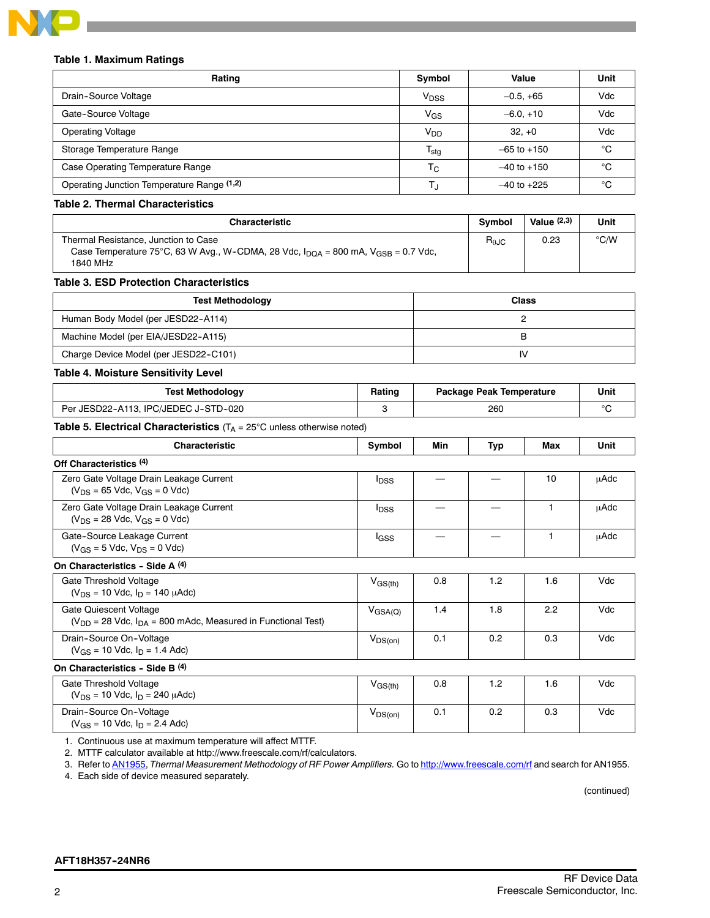### Table 1. Maximum Ratings

| Rating | Symbol | Value | Unit |
|---|---|---|---|
| Drain-Source Voltage | $V_{DSS}$ | –0.5, +65 | Vdc |
| Gate-Source Voltage | $V_{GS}$ | –6.0, +10 | Vdc |
| Operating Voltage | $V_{DD}$ | 32, +0 | Vdc |
| Storage Temperature Range | $T_{stg}$ | –65 to +150 | °C |
| Case Operating Temperature Range | $T_C$ | –40 to +150 | °C |
| Operating Junction Temperature Range [1,2] | $T_J$ | –40 to +225 | °C |

### Table 2. Thermal Characteristics

| Characteristic | Symbol | Value [2,3] | Unit |
|---|---|---|---|
| Thermal Resistance, Junction to Case<br>Case Temperature 75°C, 63 W Avg., W-CDMA, 28 Vdc, $I_{DQA}$ = 800 mA, $V_{GSB}$ = 0.7 Vdc, 1840 MHz | $R_{\theta JC}$ | 0.23 | °C/W |

### Table 3. ESD Protection Characteristics

| Test Methodology | Class |
|---|---|
| Human Body Model (per JESD22-A114) | 2 |
| Machine Model (per EIA/JESD22-A115) | B |
| Charge Device Model (per JESD22-C101) | IV |

### Table 4. Moisture Sensitivity Level

| Test Methodology | Rating | Package Peak Temperature | Unit |
|---|---|---|---|
| Per JESD22-A113, IPC/JEDEC J-STD-020 | 3 | 260 | °C |

### Table 5. Electrical Characteristics ($T_A$ = 25°C unless otherwise noted)

| Characteristic | Symbol | Min | Typ | Max | Unit |
|---|---|---|---|---|---|
| **Off Characteristics [4]** | | | | | |
| Zero Gate Voltage Drain Leakage Current<br>($V_{DS}$ = 65 Vdc, $V_{GS}$ = 0 Vdc) | $I_{DSS}$ | — | — | 10 | μAdc |
| Zero Gate Voltage Drain Leakage Current<br>($V_{DS}$ = 28 Vdc, $V_{GS}$ = 0 Vdc) | $I_{DSS}$ | — | — | 1 | μAdc |
| Gate-Source Leakage Current<br>($V_{GS}$ = 5 Vdc, $V_{DS}$ = 0 Vdc) | $I_{GSS}$ | — | — | 1 | μAdc |
| **On Characteristics - Side A [4]** | | | | | |
| Gate Threshold Voltage<br>($V_{DS}$ = 10 Vdc, $I_D$ = 140 μAdc) | $V_{GS(th)}$ | 0.8 | 1.2 | 1.6 | Vdc |
| Gate Quiescent Voltage<br>($V_{DD}$ = 28 Vdc, $I_{DA}$ = 800 mAdc, Measured in Functional Test) | $V_{GSA(Q)}$ | 1.4 | 1.8 | 2.2 | Vdc |
| Drain-Source On-Voltage<br>($V_{GS}$ = 10 Vdc, $I_D$ = 1.4 Adc) | $V_{DS(on)}$ | 0.1 | 0.2 | 0.3 | Vdc |
| **On Characteristics - Side B [4]** | | | | | |
| Gate Threshold Voltage<br>($V_{DS}$ = 10 Vdc, $I_D$ = 240 μAdc) | $V_{GS(th)}$ | 0.8 | 1.2 | 1.6 | Vdc |
| Drain-Source On-Voltage<br>($V_{GS}$ = 10 Vdc, $I_D$ = 2.4 Adc) | $V_{DS(on)}$ | 0.1 | 0.2 | 0.3 | Vdc |

1. Continuous use at maximum temperature will affect MTTF.
2. MTTF calculator available at http://www.freescale.com/rf/calculators.
3. Refer to AN1955, *Thermal Measurement Methodology of RF Power Amplifiers.* Go to http://www.freescale.com/rf and search for AN1955.
4. Each side of device measured separately.

(continued)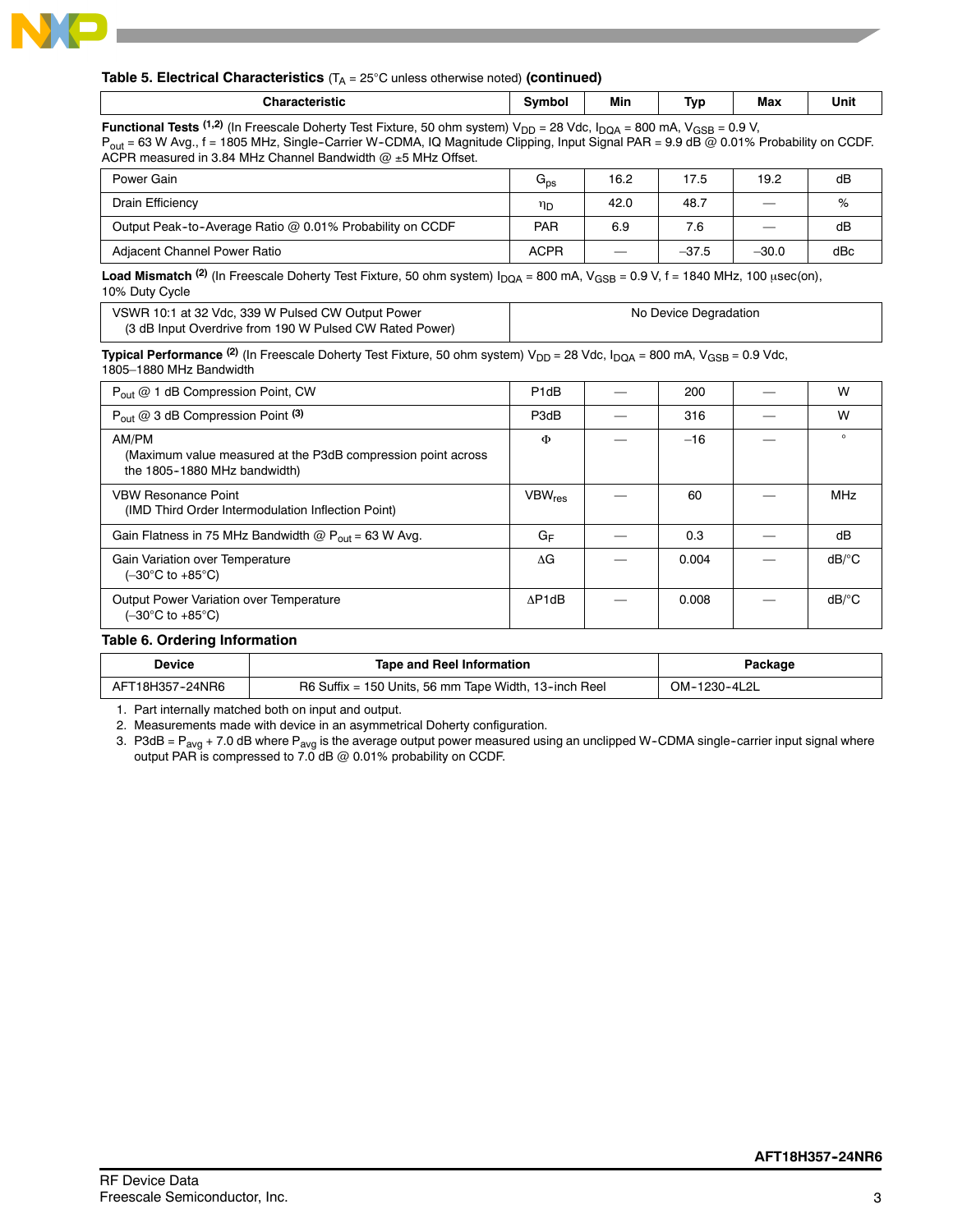**Table 5. Electrical Characteristics** ($T_A$ = 25°C unless otherwise noted) **(continued)**

| Characteristic | Symbol | Min | Typ | Max | Unit |
|---|---|---|---|---|---|
| **Functional Tests** [1,2] (In Freescale Doherty Test Fixture, 50 ohm system) $V_{DD}$ = 28 Vdc, $I_{DQA}$ = 800 mA, $V_{GSB}$ = 0.9 V, $P_{out}$ = 63 W Avg., f = 1805 MHz, Single-Carrier W-CDMA, IQ Magnitude Clipping, Input Signal PAR = 9.9 dB @ 0.01% Probability on CCDF. ACPR measured in 3.84 MHz Channel Bandwidth @ ±5 MHz Offset. | | | | | |
| Power Gain | $G_{ps}$ | 16.2 | 17.5 | 19.2 | dB |
| Drain Efficiency | $\eta_D$ | 42.0 | 48.7 | — | % |
| Output Peak-to-Average Ratio @ 0.01% Probability on CCDF | PAR | 6.9 | 7.6 | — | dB |
| Adjacent Channel Power Ratio | ACPR | — | –37.5 | –30.0 | dBc |
| **Load Mismatch** [2] (In Freescale Doherty Test Fixture, 50 ohm system) $I_{DQA}$ = 800 mA, $V_{GSB}$ = 0.9 V, f = 1840 MHz, 100 μsec(on), 10% Duty Cycle | | | | | |
| VSWR 10:1 at 32 Vdc, 339 W Pulsed CW Output Power (3 dB Input Overdrive from 190 W Pulsed CW Rated Power) | No Device Degradation | | | | |
| **Typical Performance** [2] (In Freescale Doherty Test Fixture, 50 ohm system) $V_{DD}$ = 28 Vdc, $I_{DQA}$ = 800 mA, $V_{GSB}$ = 0.9 Vdc, 1805–1880 MHz Bandwidth | | | | | |
| $P_{out}$ @ 1 dB Compression Point, CW | P1dB | — | 200 | — | W |
| $P_{out}$ @ 3 dB Compression Point [3] | P3dB | — | 316 | — | W |
| AM/PM (Maximum value measured at the P3dB compression point across the 1805-1880 MHz bandwidth) | Φ | — | –16 | — | ° |
| VBW Resonance Point (IMD Third Order Intermodulation Inflection Point) | $VBW_{res}$ | — | 60 | — | MHz |
| Gain Flatness in 75 MHz Bandwidth @ $P_{out}$ = 63 W Avg. | $G_F$ | — | 0.3 | — | dB |
| Gain Variation over Temperature (–30°C to +85°C) | ΔG | — | 0.004 | — | dB/°C |
| Output Power Variation over Temperature (–30°C to +85°C) | ΔP1dB | — | 0.008 | — | dB/°C |

**Table 6. Ordering Information**

| Device | Tape and Reel Information | Package |
|---|---|---|
| AFT18H357-24NR6 | R6 Suffix = 150 Units, 56 mm Tape Width, 13-inch Reel | OM-1230-4L2L |

1. Part internally matched both on input and output.
2. Measurements made with device in an asymmetrical Doherty configuration.
3. P3dB = $P_{avg}$ + 7.0 dB where $P_{avg}$ is the average output power measured using an unclipped W-CDMA single-carrier input signal where output PAR is compressed to 7.0 dB @ 0.01% probability on CCDF.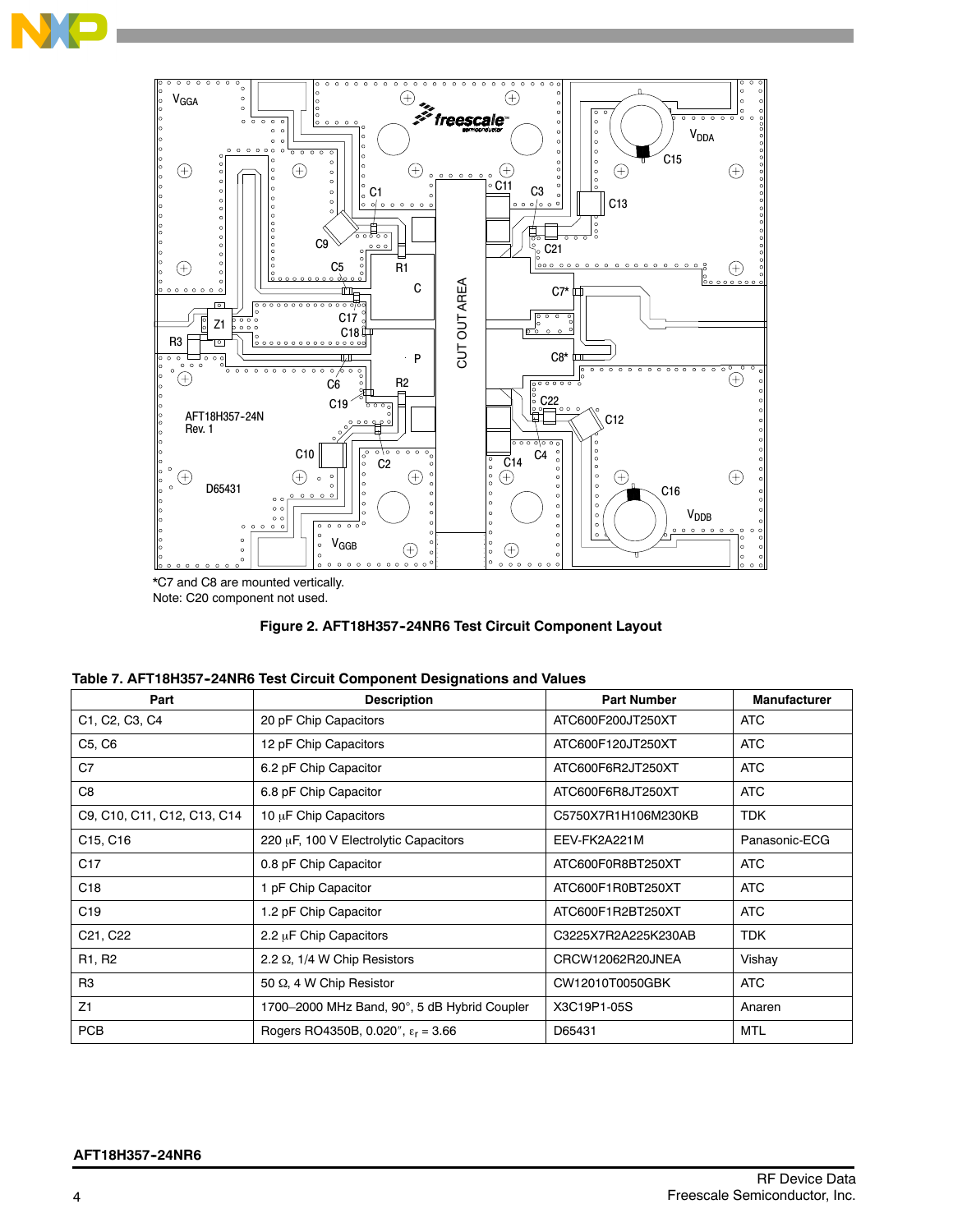*C7 and C8 are mounted vertically.
Note: C20 component not used.

**Figure 2. AFT18H357-24NR6 Test Circuit Component Layout**

**Table 7. AFT18H357-24NR6 Test Circuit Component Designations and Values**

| Part | Description | Part Number | Manufacturer |
|---|---|---|---|
| C1, C2, C3, C4 | 20 pF Chip Capacitors | ATC600F200JT250XT | ATC |
| C5, C6 | 12 pF Chip Capacitors | ATC600F120JT250XT | ATC |
| C7 | 6.2 pF Chip Capacitor | ATC600F6R2JT250XT | ATC |
| C8 | 6.8 pF Chip Capacitor | ATC600F6R8JT250XT | ATC |
| C9, C10, C11, C12, C13, C14 | 10 μF Chip Capacitors | C5750X7R1H106M230KB | TDK |
| C15, C16 | 220 μF, 100 V Electrolytic Capacitors | EEV-FK2A221M | Panasonic-ECG |
| C17 | 0.8 pF Chip Capacitor | ATC600F0R8BT250XT | ATC |
| C18 | 1 pF Chip Capacitor | ATC600F1R0BT250XT | ATC |
| C19 | 1.2 pF Chip Capacitor | ATC600F1R2BT250XT | ATC |
| C21, C22 | 2.2 μF Chip Capacitors | C3225X7R2A225K230AB | TDK |
| R1, R2 | 2.2 Ω, 1/4 W Chip Resistors | CRCW12062R20JNEA | Vishay |
| R3 | 50 Ω, 4 W Chip Resistor | CW12010T0050GBK | ATC |
| Z1 | 1700–2000 MHz Band, 90°, 5 dB Hybrid Coupler | X3C19P1-05S | Anaren |
| PCB | Rogers RO4350B, 0.020″, $\varepsilon_r$ = 3.66 | D65431 | MTL |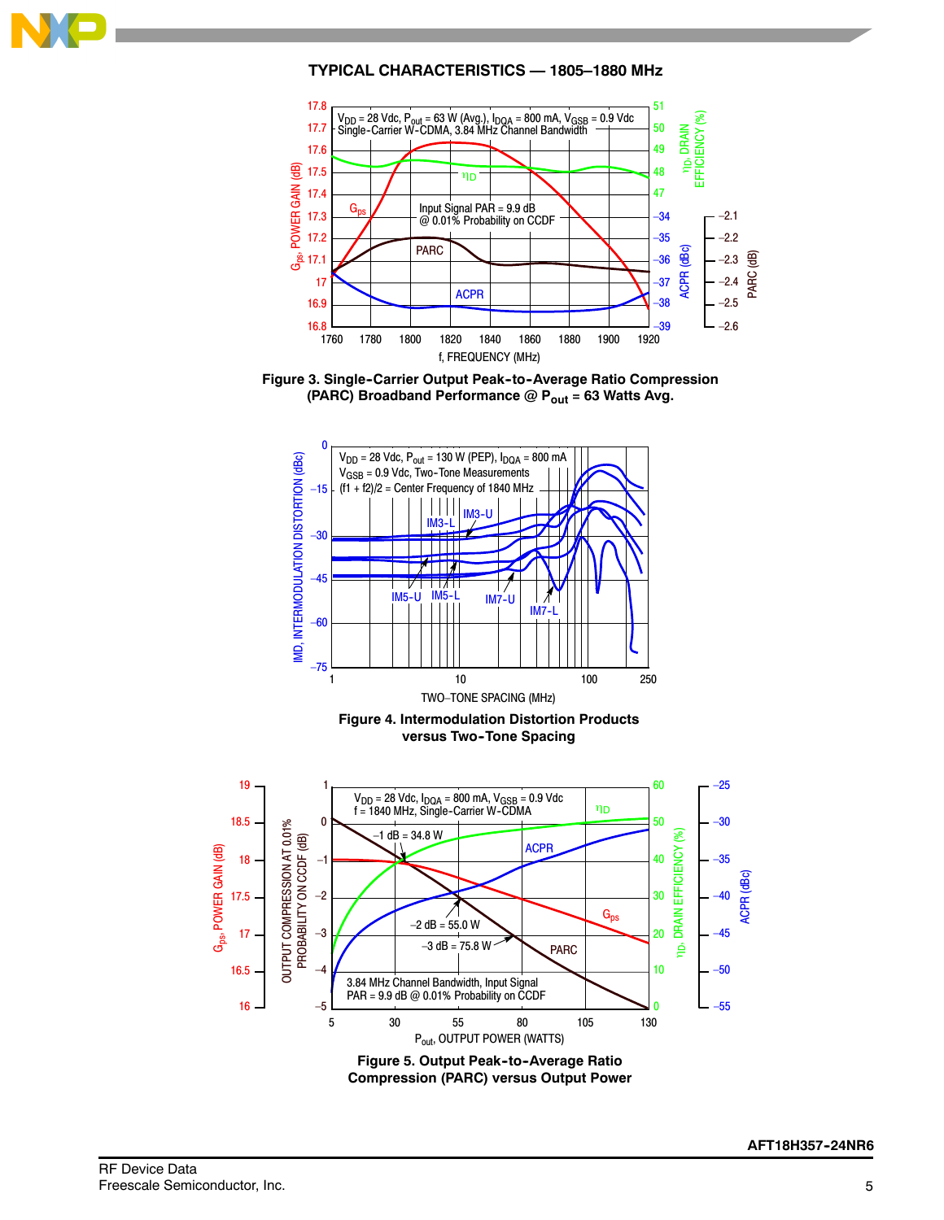## TYPICAL CHARACTERISTICS — 1805–1880 MHz

**Figure 3. Single-Carrier Output Peak-to-Average Ratio Compression (PARC) Broadband Performance @ $P_{out}$ = 63 Watts Avg.**

**Figure 4. Intermodulation Distortion Products versus Two-Tone Spacing**

**Figure 5. Output Peak-to-Average Ratio Compression (PARC) versus Output Power**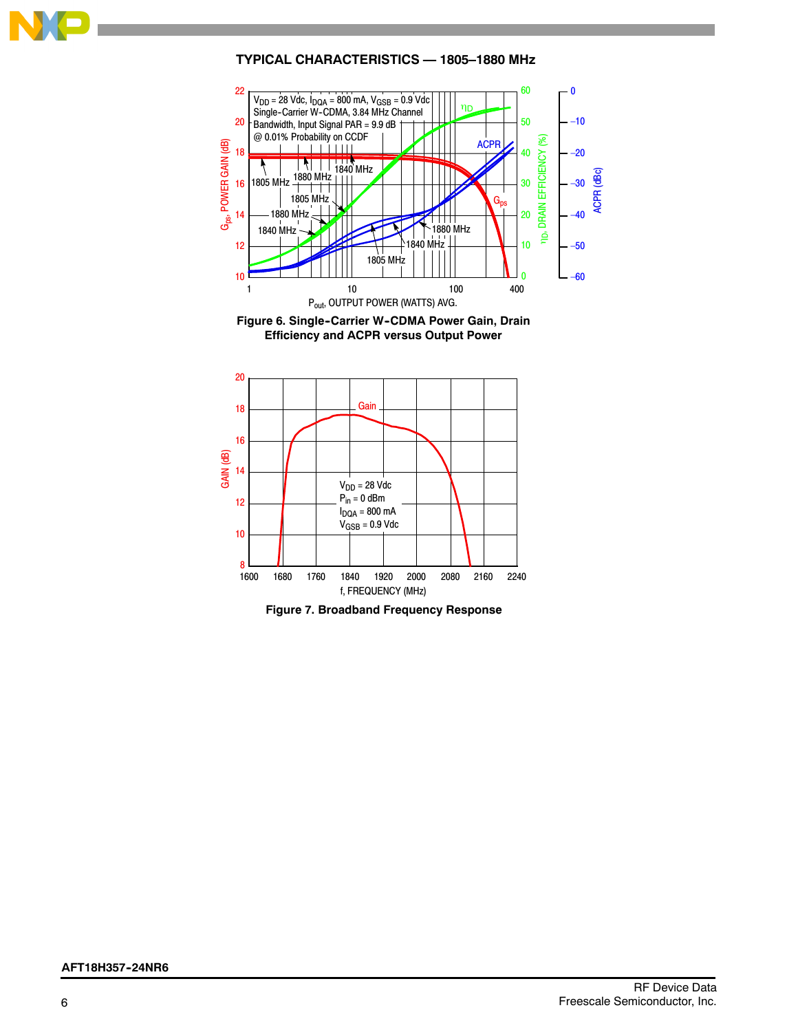## TYPICAL CHARACTERISTICS — 1805–1880 MHz

Figure 6. Single-Carrier W-CDMA Power Gain, Drain Efficiency and ACPR versus Output Power

Figure 7. Broadband Frequency Response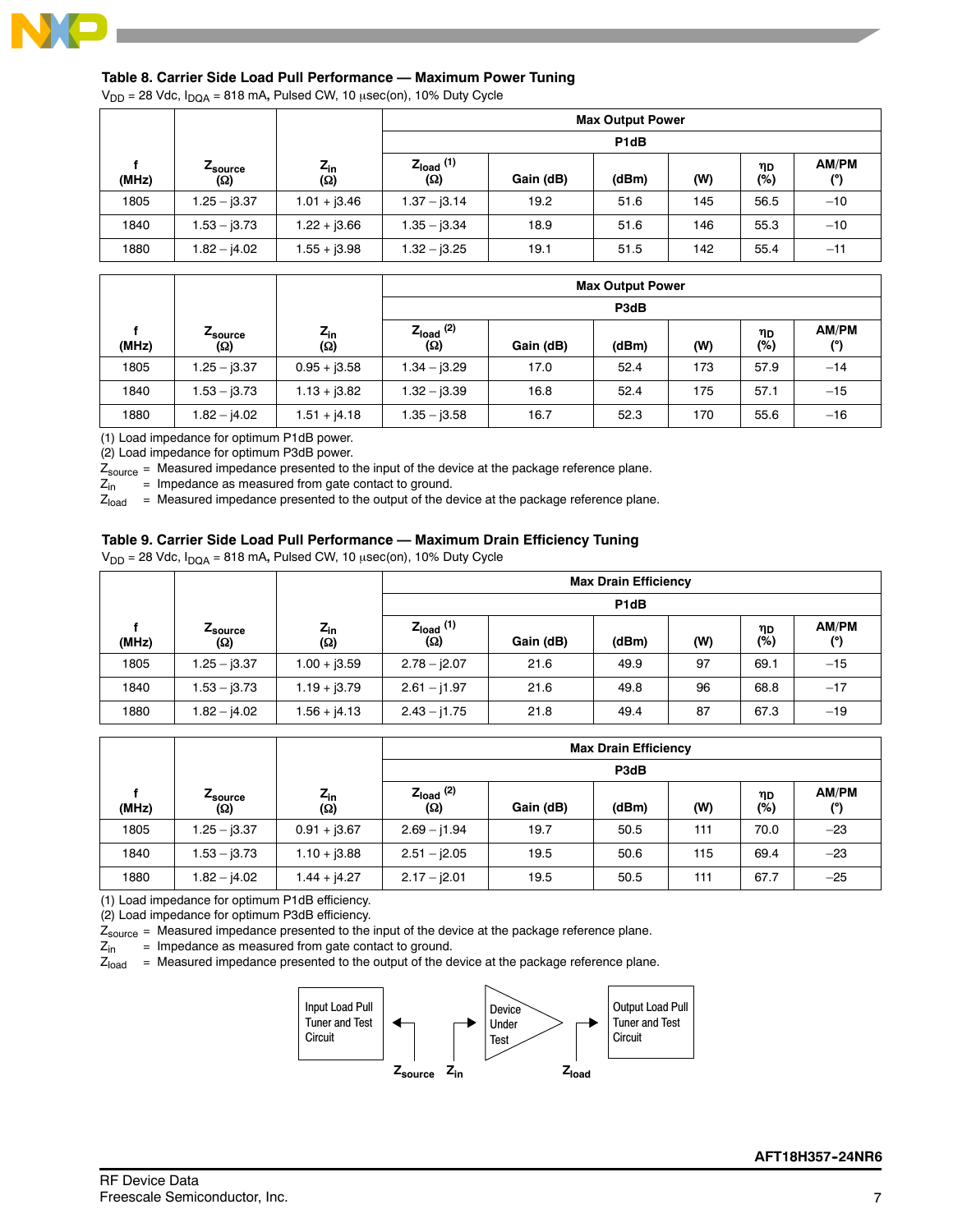### Table 8. Carrier Side Load Pull Performance — Maximum Power Tuning

$V_{DD}$ = 28 Vdc, $I_{DQA}$ = 818 mA, Pulsed CW, 10 μsec(on), 10% Duty Cycle

| f (MHz) | $Z_{source}$ (Ω) | $Z_{in}$ (Ω) | Max Output Power | | | | | |
|---|---|---|---|---|---|---|---|---|
| | | | P1dB | | | | | |
| | | | $Z_{load}$ (1) (Ω) | Gain (dB) | (dBm) | (W) | $\eta_D$ (%) | AM/PM (°) |
| 1805 | 1.25 – j3.37 | 1.01 + j3.46 | 1.37 – j3.14 | 19.2 | 51.6 | 145 | 56.5 | –10 |
| 1840 | 1.53 – j3.73 | 1.22 + j3.66 | 1.35 – j3.34 | 18.9 | 51.6 | 146 | 55.3 | –10 |
| 1880 | 1.82 – j4.02 | 1.55 + j3.98 | 1.32 – j3.25 | 19.1 | 51.5 | 142 | 55.4 | –11 |

| f (MHz) | $Z_{source}$ (Ω) | $Z_{in}$ (Ω) | Max Output Power | | | | | |
|---|---|---|---|---|---|---|---|---|
| | | | P3dB | | | | | |
| | | | $Z_{load}$ (2) (Ω) | Gain (dB) | (dBm) | (W) | $\eta_D$ (%) | AM/PM (°) |
| 1805 | 1.25 – j3.37 | 0.95 + j3.58 | 1.34 – j3.29 | 17.0 | 52.4 | 173 | 57.9 | –14 |
| 1840 | 1.53 – j3.73 | 1.13 + j3.82 | 1.32 – j3.39 | 16.8 | 52.4 | 175 | 57.1 | –15 |
| 1880 | 1.82 – j4.02 | 1.51 + j4.18 | 1.35 – j3.58 | 16.7 | 52.3 | 170 | 55.6 | –16 |

(1) Load impedance for optimum P1dB power.
(2) Load impedance for optimum P3dB power.
$Z_{source}$ = Measured impedance presented to the input of the device at the package reference plane.
$Z_{in}$ = Impedance as measured from gate contact to ground.
$Z_{load}$ = Measured impedance presented to the output of the device at the package reference plane.

### Table 9. Carrier Side Load Pull Performance — Maximum Drain Efficiency Tuning

$V_{DD}$ = 28 Vdc, $I_{DQA}$ = 818 mA, Pulsed CW, 10 μsec(on), 10% Duty Cycle

| f (MHz) | $Z_{source}$ (Ω) | $Z_{in}$ (Ω) | Max Drain Efficiency | | | | | |
|---|---|---|---|---|---|---|---|---|
| | | | P1dB | | | | | |
| | | | $Z_{load}$ (1) (Ω) | Gain (dB) | (dBm) | (W) | $\eta_D$ (%) | AM/PM (°) |
| 1805 | 1.25 – j3.37 | 1.00 + j3.59 | 2.78 – j2.07 | 21.6 | 49.9 | 97 | 69.1 | –15 |
| 1840 | 1.53 – j3.73 | 1.19 + j3.79 | 2.61 – j1.97 | 21.6 | 49.8 | 96 | 68.8 | –17 |
| 1880 | 1.82 – j4.02 | 1.56 + j4.13 | 2.43 – j1.75 | 21.8 | 49.4 | 87 | 67.3 | –19 |

| f (MHz) | $Z_{source}$ (Ω) | $Z_{in}$ (Ω) | Max Drain Efficiency | | | | | |
|---|---|---|---|---|---|---|---|---|
| | | | P3dB | | | | | |
| | | | $Z_{load}$ (2) (Ω) | Gain (dB) | (dBm) | (W) | $\eta_D$ (%) | AM/PM (°) |
| 1805 | 1.25 – j3.37 | 0.91 + j3.67 | 2.69 – j1.94 | 19.7 | 50.5 | 111 | 70.0 | –23 |
| 1840 | 1.53 – j3.73 | 1.10 + j3.88 | 2.51 – j2.05 | 19.5 | 50.6 | 115 | 69.4 | –23 |
| 1880 | 1.82 – j4.02 | 1.44 + j4.27 | 2.17 – j2.01 | 19.5 | 50.5 | 111 | 67.7 | –25 |

(1) Load impedance for optimum P1dB efficiency.
(2) Load impedance for optimum P3dB efficiency.
$Z_{source}$ = Measured impedance presented to the input of the device at the package reference plane.
$Z_{in}$ = Impedance as measured from gate contact to ground.
$Z_{load}$ = Measured impedance presented to the output of the device at the package reference plane.

Input Load Pull Tuner and Test Circuit — Device Under Test — Output Load Pull Tuner and Test Circuit

$Z_{source}$ $Z_{in}$ $Z_{load}$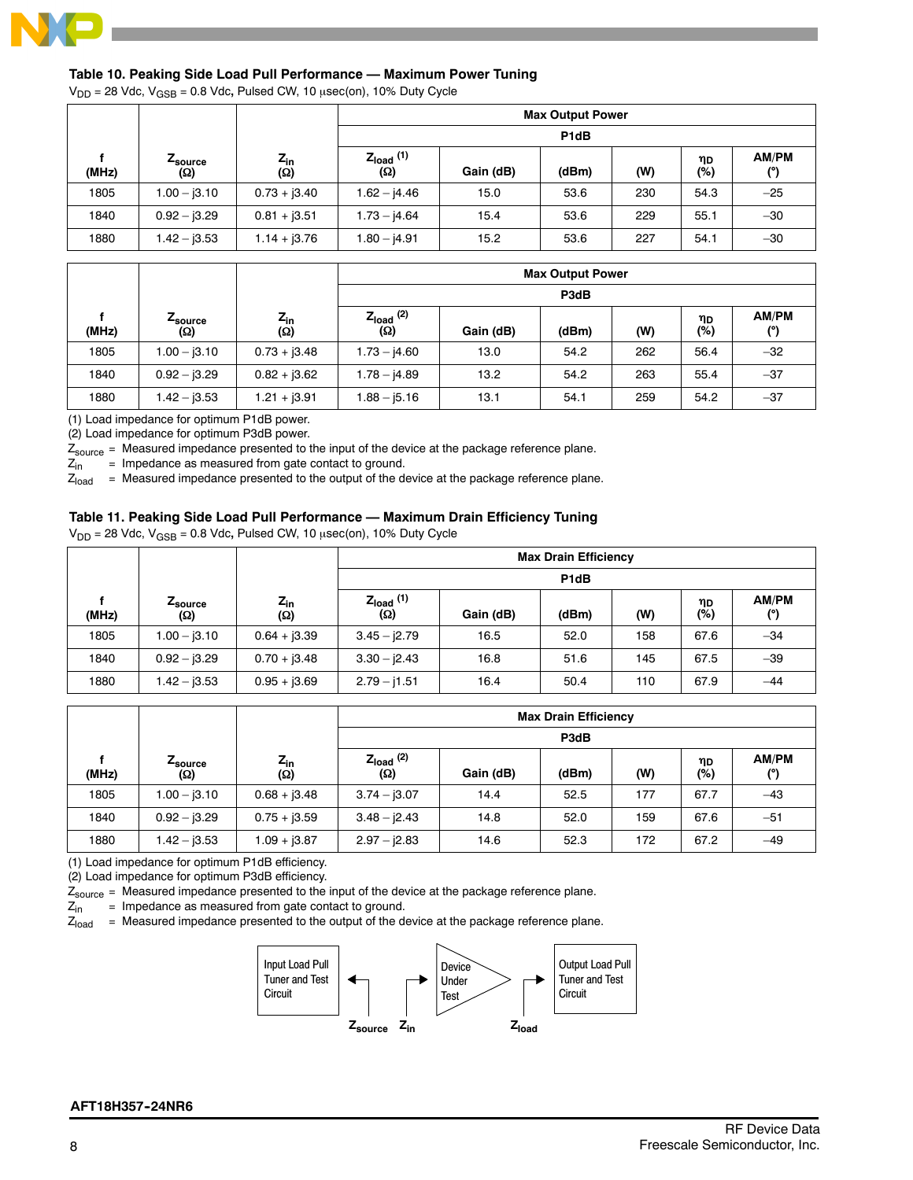### Table 10. Peaking Side Load Pull Performance — Maximum Power Tuning

$V_{DD}$ = 28 Vdc, $V_{GSB}$ = 0.8 Vdc, Pulsed CW, 10 μsec(on), 10% Duty Cycle

| f (MHz) | $Z_{source}$ (Ω) | $Z_{in}$ (Ω) | Max Output Power | | | | | |
|---|---|---|---|---|---|---|---|---|
| | | | P1dB | | | | | |
| | | | $Z_{load}$ (1) (Ω) | Gain (dB) | (dBm) | (W) | $\eta_D$ (%) | AM/PM (°) |
| 1805 | 1.00 – j3.10 | 0.73 + j3.40 | 1.62 – j4.46 | 15.0 | 53.6 | 230 | 54.3 | –25 |
| 1840 | 0.92 – j3.29 | 0.81 + j3.51 | 1.73 – j4.64 | 15.4 | 53.6 | 229 | 55.1 | –30 |
| 1880 | 1.42 – j3.53 | 1.14 + j3.76 | 1.80 – j4.91 | 15.2 | 53.6 | 227 | 54.1 | –30 |

| f (MHz) | $Z_{source}$ (Ω) | $Z_{in}$ (Ω) | Max Output Power | | | | | |
|---|---|---|---|---|---|---|---|---|
| | | | P3dB | | | | | |
| | | | $Z_{load}$ (2) (Ω) | Gain (dB) | (dBm) | (W) | $\eta_D$ (%) | AM/PM (°) |
| 1805 | 1.00 – j3.10 | 0.73 + j3.48 | 1.73 – j4.60 | 13.0 | 54.2 | 262 | 56.4 | –32 |
| 1840 | 0.92 – j3.29 | 0.82 + j3.62 | 1.78 – j4.89 | 13.2 | 54.2 | 263 | 55.4 | –37 |
| 1880 | 1.42 – j3.53 | 1.21 + j3.91 | 1.88 – j5.16 | 13.1 | 54.1 | 259 | 54.2 | –37 |

(1) Load impedance for optimum P1dB power.
(2) Load impedance for optimum P3dB power.
$Z_{source}$ = Measured impedance presented to the input of the device at the package reference plane.
$Z_{in}$ = Impedance as measured from gate contact to ground.
$Z_{load}$ = Measured impedance presented to the output of the device at the package reference plane.

### Table 11. Peaking Side Load Pull Performance — Maximum Drain Efficiency Tuning

$V_{DD}$ = 28 Vdc, $V_{GSB}$ = 0.8 Vdc, Pulsed CW, 10 μsec(on), 10% Duty Cycle

| f (MHz) | $Z_{source}$ (Ω) | $Z_{in}$ (Ω) | Max Drain Efficiency | | | | | |
|---|---|---|---|---|---|---|---|---|
| | | | P1dB | | | | | |
| | | | $Z_{load}$ (1) (Ω) | Gain (dB) | (dBm) | (W) | $\eta_D$ (%) | AM/PM (°) |
| 1805 | 1.00 – j3.10 | 0.64 + j3.39 | 3.45 – j2.79 | 16.5 | 52.0 | 158 | 67.6 | –34 |
| 1840 | 0.92 – j3.29 | 0.70 + j3.48 | 3.30 – j2.43 | 16.8 | 51.6 | 145 | 67.5 | –39 |
| 1880 | 1.42 – j3.53 | 0.95 + j3.69 | 2.79 – j1.51 | 16.4 | 50.4 | 110 | 67.9 | –44 |

| f (MHz) | $Z_{source}$ (Ω) | $Z_{in}$ (Ω) | Max Drain Efficiency | | | | | |
|---|---|---|---|---|---|---|---|---|
| | | | P3dB | | | | | |
| | | | $Z_{load}$ (2) (Ω) | Gain (dB) | (dBm) | (W) | $\eta_D$ (%) | AM/PM (°) |
| 1805 | 1.00 – j3.10 | 0.68 + j3.48 | 3.74 – j3.07 | 14.4 | 52.5 | 177 | 67.7 | –43 |
| 1840 | 0.92 – j3.29 | 0.75 + j3.59 | 3.48 – j2.43 | 14.8 | 52.0 | 159 | 67.6 | –51 |
| 1880 | 1.42 – j3.53 | 1.09 + j3.87 | 2.97 – j2.83 | 14.6 | 52.3 | 172 | 67.2 | –49 |

(1) Load impedance for optimum P1dB efficiency.
(2) Load impedance for optimum P3dB efficiency.
$Z_{source}$ = Measured impedance presented to the input of the device at the package reference plane.
$Z_{in}$ = Impedance as measured from gate contact to ground.
$Z_{load}$ = Measured impedance presented to the output of the device at the package reference plane.

Input Load Pull Tuner and Test Circuit — Device Under Test — Output Load Pull Tuner and Test Circuit

$Z_{source}$ $Z_{in}$ $Z_{load}$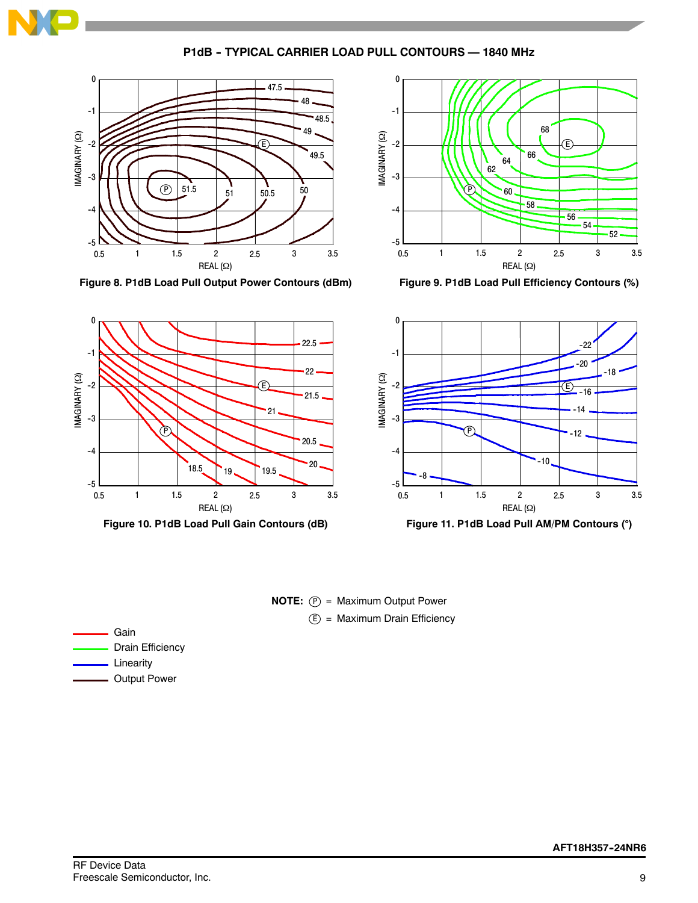## P1dB - TYPICAL CARRIER LOAD PULL CONTOURS — 1840 MHz

**Figure 8. P1dB Load Pull Output Power Contours (dBm)**

**Figure 9. P1dB Load Pull Efficiency Contours (%)**

**Figure 10. P1dB Load Pull Gain Contours (dB)**

**Figure 11. P1dB Load Pull AM/PM Contours (°)**

**NOTE:** (P) = Maximum Output Power
(E) = Maximum Drain Efficiency

Gain
Drain Efficiency
Linearity
Output Power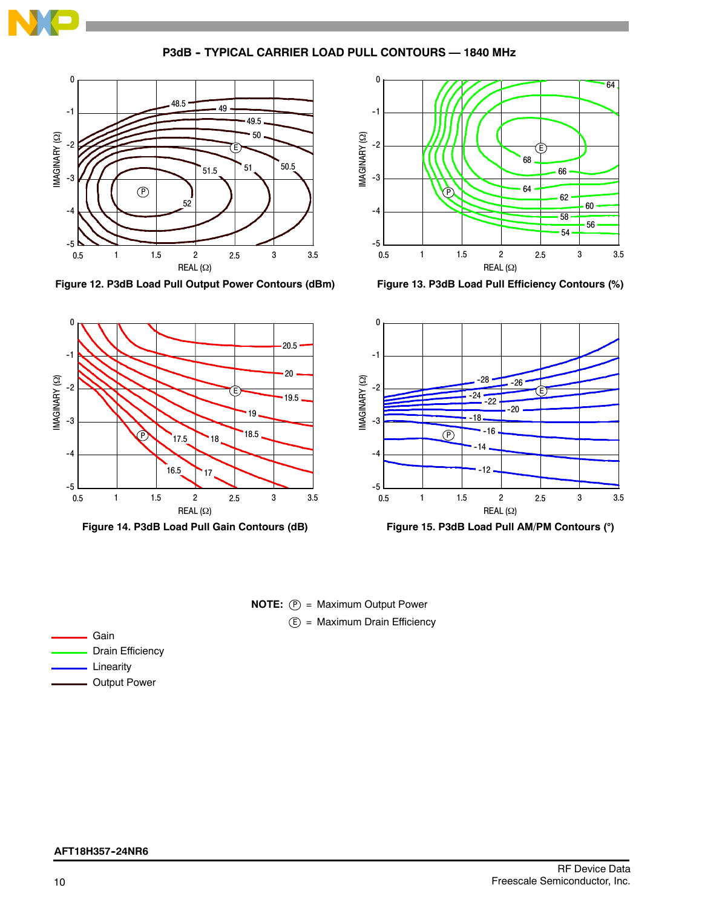## P3dB - TYPICAL CARRIER LOAD PULL CONTOURS — 1840 MHz

Figure 12. P3dB Load Pull Output Power Contours (dBm)

Figure 13. P3dB Load Pull Efficiency Contours (%)

Figure 14. P3dB Load Pull Gain Contours (dB)

Figure 15. P3dB Load Pull AM/PM Contours (°)

**NOTE:** (P) = Maximum Output Power
(E) = Maximum Drain Efficiency

- Gain
- Drain Efficiency
- Linearity
- Output Power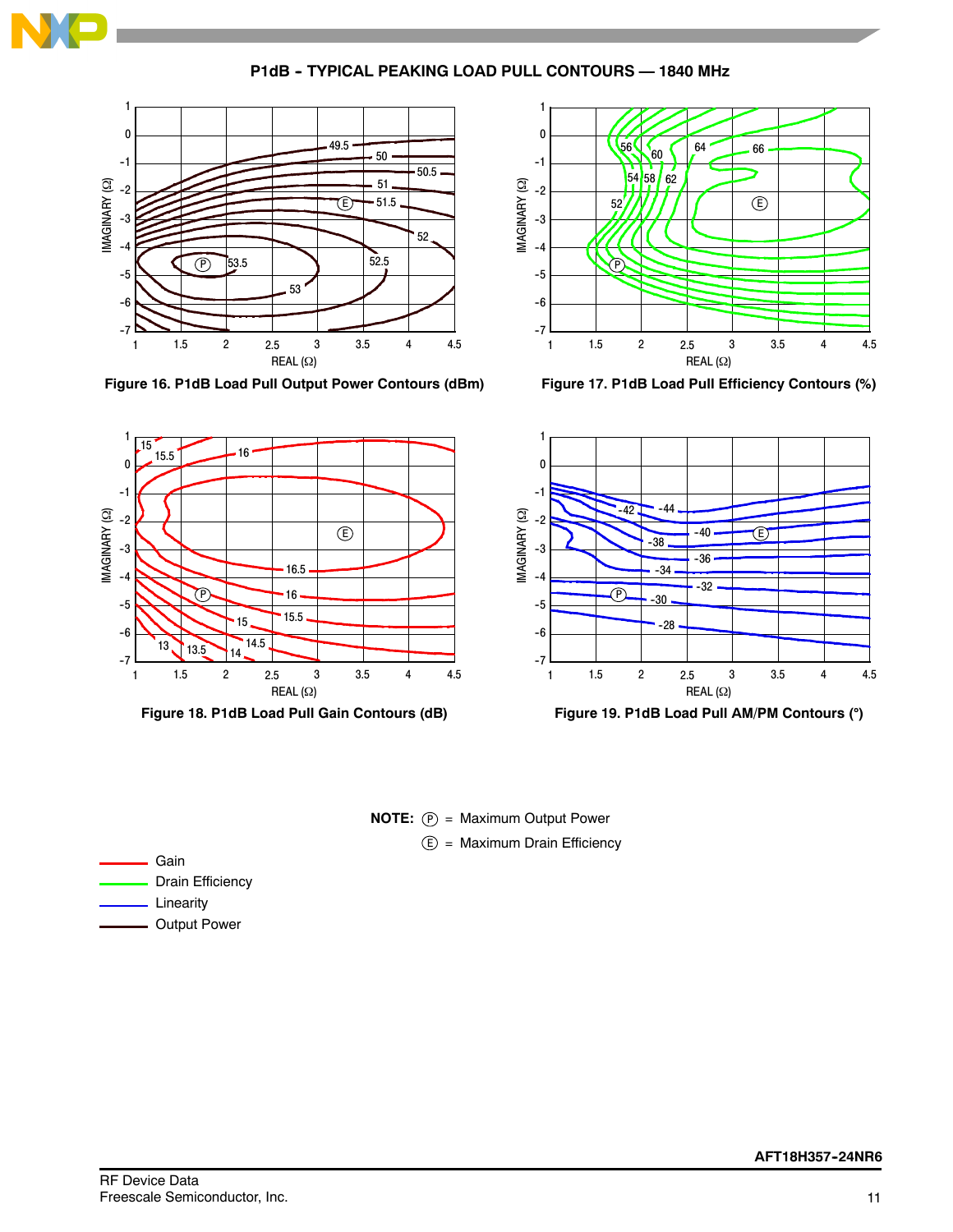## P1dB - TYPICAL PEAKING LOAD PULL CONTOURS — 1840 MHz

Figure 16. P1dB Load Pull Output Power Contours (dBm)

Figure 17. P1dB Load Pull Efficiency Contours (%)

Figure 18. P1dB Load Pull Gain Contours (dB)

Figure 19. P1dB Load Pull AM/PM Contours (°)

**NOTE:** Ⓟ = Maximum Output Power

Ⓔ = Maximum Drain Efficiency

- Gain
- Drain Efficiency
- Linearity
- Output Power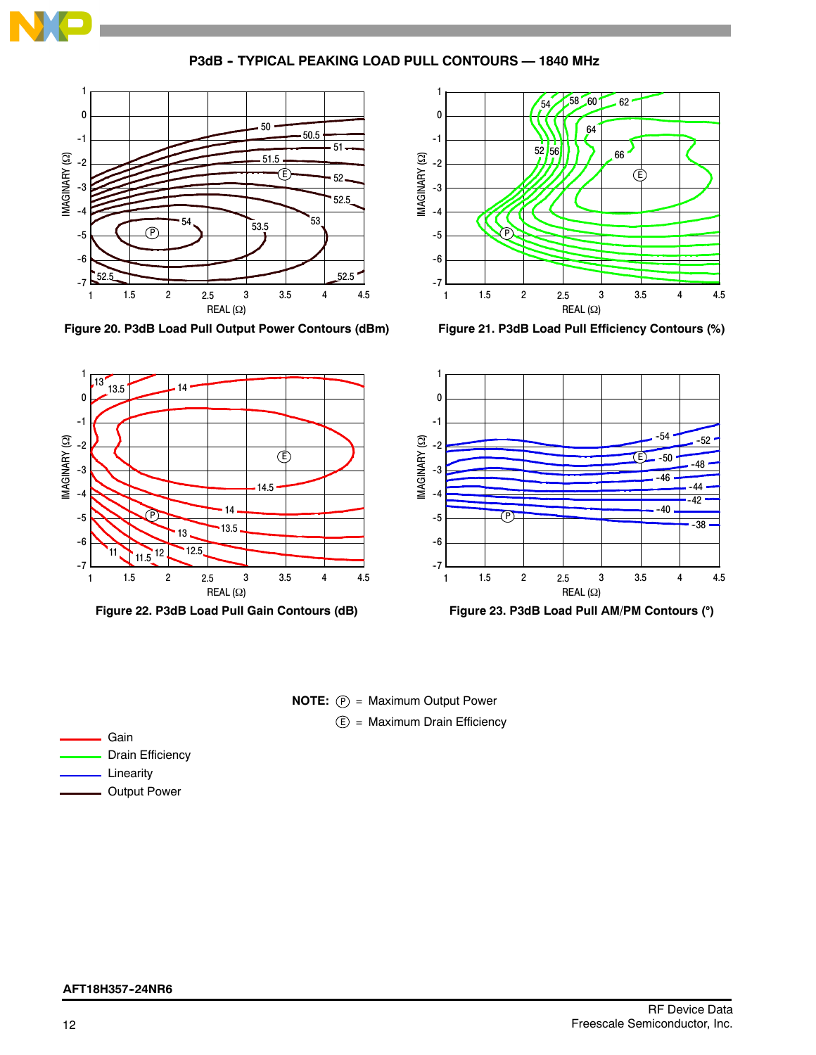## P3dB – TYPICAL PEAKING LOAD PULL CONTOURS — 1840 MHz

Figure 20. P3dB Load Pull Output Power Contours (dBm)

Figure 21. P3dB Load Pull Efficiency Contours (%)

Figure 22. P3dB Load Pull Gain Contours (dB)

Figure 23. P3dB Load Pull AM/PM Contours (°)

**NOTE:** Ⓟ = Maximum Output Power

Ⓔ = Maximum Drain Efficiency

- Gain
- Drain Efficiency
- Linearity
- Output Power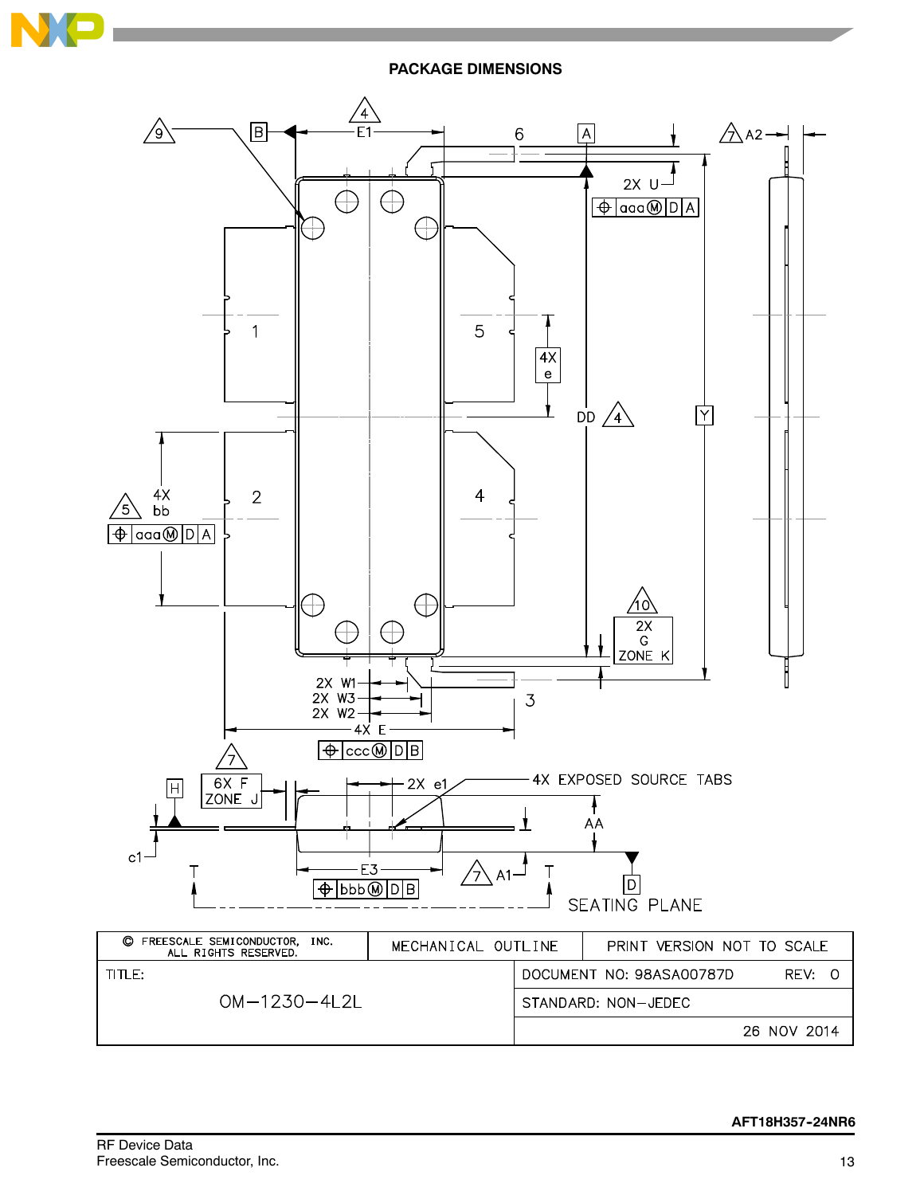## PACKAGE DIMENSIONS

| © FREESCALE SEMICONDUCTOR, INC. ALL RIGHTS RESERVED. | MECHANICAL OUTLINE | PRINT VERSION NOT TO SCALE |
|---|---|---|
| TITLE: OM–1230–4L2L | DOCUMENT NO: 98ASA00787D | REV: O |
| | STANDARD: NON–JEDEC | |
| | | 26 NOV 2014 |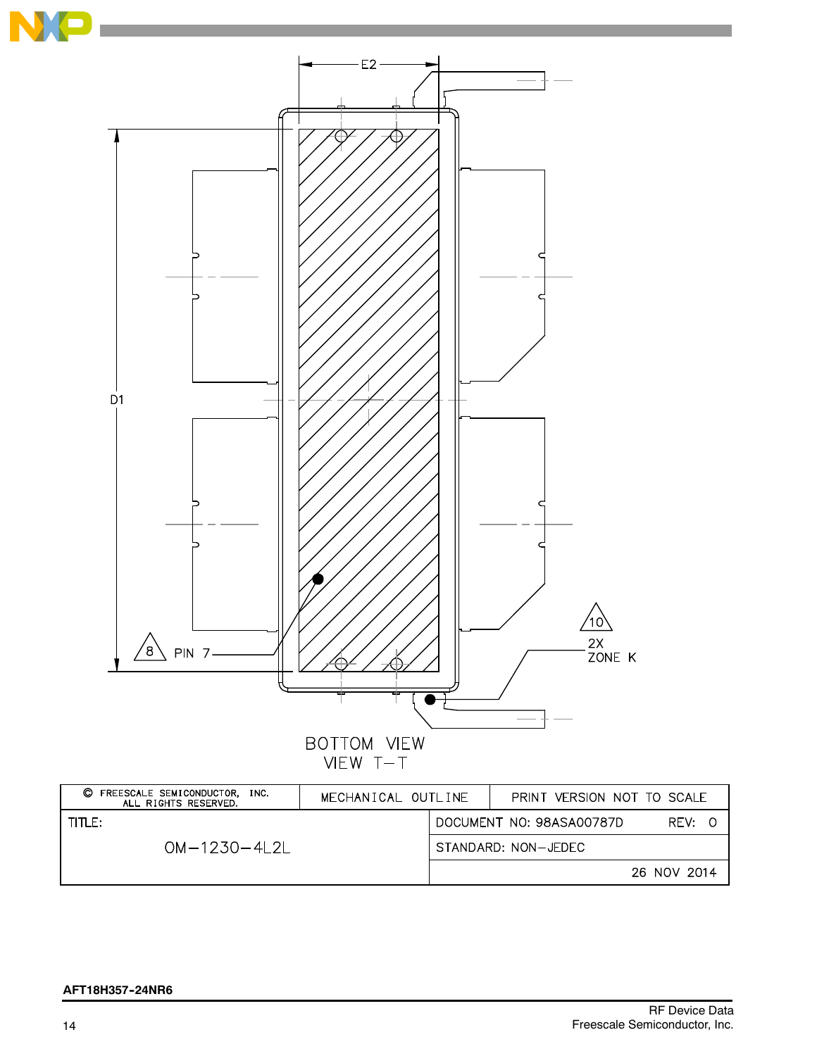E2

D1

8 PIN 7

10 2X ZONE K

BOTTOM VIEW
VIEW T–T

| © FREESCALE SEMICONDUCTOR, INC. ALL RIGHTS RESERVED. | MECHANICAL OUTLINE | PRINT VERSION NOT TO SCALE |
|---|---|---|
| TITLE: OM–1230–4L2L | DOCUMENT NO: 98ASA00787D | REV: 0 |
| | STANDARD: NON–JEDEC | |
| | | 26 NOV 2014 |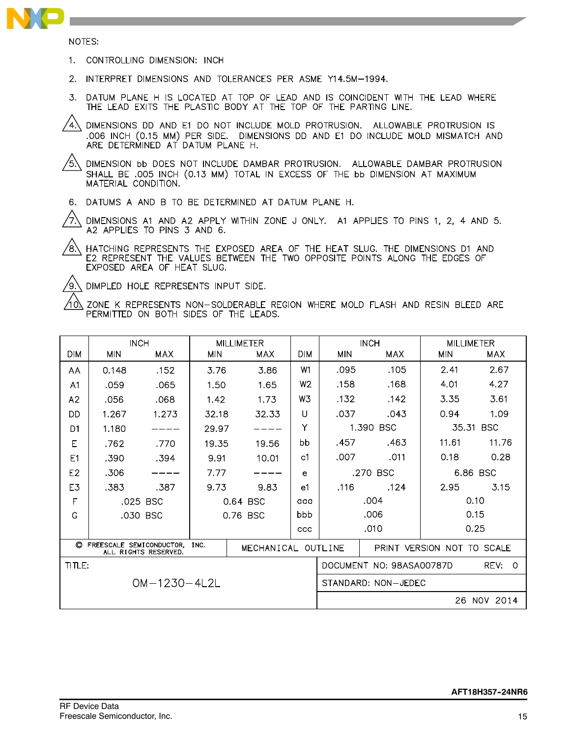NOTES:

1. CONTROLLING DIMENSION: INCH
2. INTERPRET DIMENSIONS AND TOLERANCES PER ASME Y14.5M–1994.
3. DATUM PLANE H IS LOCATED AT TOP OF LEAD AND IS COINCIDENT WITH THE LEAD WHERE THE LEAD EXITS THE PLASTIC BODY AT THE TOP OF THE PARTING LINE.
4. DIMENSIONS DD AND E1 DO NOT INCLUDE MOLD PROTRUSION. ALLOWABLE PROTRUSION IS .006 INCH (0.15 MM) PER SIDE. DIMENSIONS DD AND E1 DO INCLUDE MOLD MISMATCH AND ARE DETERMINED AT DATUM PLANE H.
5. DIMENSION bb DOES NOT INCLUDE DAMBAR PROTRUSION. ALLOWABLE DAMBAR PROTRUSION SHALL BE .005 INCH (0.13 MM) TOTAL IN EXCESS OF THE bb DIMENSION AT MAXIMUM MATERIAL CONDITION.
6. DATUMS A AND B TO BE DETERMINED AT DATUM PLANE H.
7. DIMENSIONS A1 AND A2 APPLY WITHIN ZONE J ONLY. A1 APPLIES TO PINS 1, 2, 4 AND 5. A2 APPLIES TO PINS 3 AND 6.
8. HATCHING REPRESENTS THE EXPOSED AREA OF THE HEAT SLUG. THE DIMENSIONS D1 AND E2 REPRESENT THE VALUES BETWEEN THE TWO OPPOSITE POINTS ALONG THE EDGES OF EXPOSED AREA OF HEAT SLUG.
9. DIMPLED HOLE REPRESENTS INPUT SIDE.
10. ZONE K REPRESENTS NON–SOLDERABLE REGION WHERE MOLD FLASH AND RESIN BLEED ARE PERMITTED ON BOTH SIDES OF THE LEADS.

| DIM | INCH | | MILLIMETER | | DIM | INCH | | MILLIMETER | |
|---|---|---|---|---|---|---|---|---|---|
| | MIN | MAX | MIN | MAX | | MIN | MAX | MIN | MAX |
| AA | 0.148 | .152 | 3.76 | 3.86 | W1 | .095 | .105 | 2.41 | 2.67 |
| A1 | .059 | .065 | 1.50 | 1.65 | W2 | .158 | .168 | 4.01 | 4.27 |
| A2 | .056 | .068 | 1.42 | 1.73 | W3 | .132 | .142 | 3.35 | 3.61 |
| DD | 1.267 | 1.273 | 32.18 | 32.33 | U | .037 | .043 | 0.94 | 1.09 |
| D1 | 1.180 | ---- | 29.97 | ---- | Y | 1.390 BSC | | 35.31 BSC | |
| E | .762 | .770 | 19.35 | 19.56 | bb | .457 | .463 | 11.61 | 11.76 |
| E1 | .390 | .394 | 9.91 | 10.01 | c1 | .007 | .011 | 0.18 | 0.28 |
| E2 | .306 | ---- | 7.77 | ---- | e | .270 BSC | | 6.86 BSC | |
| E3 | .383 | .387 | 9.73 | 9.83 | e1 | .116 | .124 | 2.95 | 3.15 |
| F | .025 BSC | | 0.64 BSC | | aaa | .004 | | 0.10 | |
| G | .030 BSC | | 0.76 BSC | | bbb | .006 | | 0.15 | |
| | | | | | ccc | .010 | | 0.25 | |

| © FREESCALE SEMICONDUCTOR, INC. ALL RIGHTS RESERVED. | MECHANICAL OUTLINE | PRINT VERSION NOT TO SCALE |
|---|---|---|
| TITLE: OM–1230–4L2L | DOCUMENT NO: 98ASA00787D | REV: 0 |
| | STANDARD: NON–JEDEC | |
| | | 26 NOV 2014 |

AFT18H357-24NR6

RF Device Data
Freescale Semiconductor, Inc.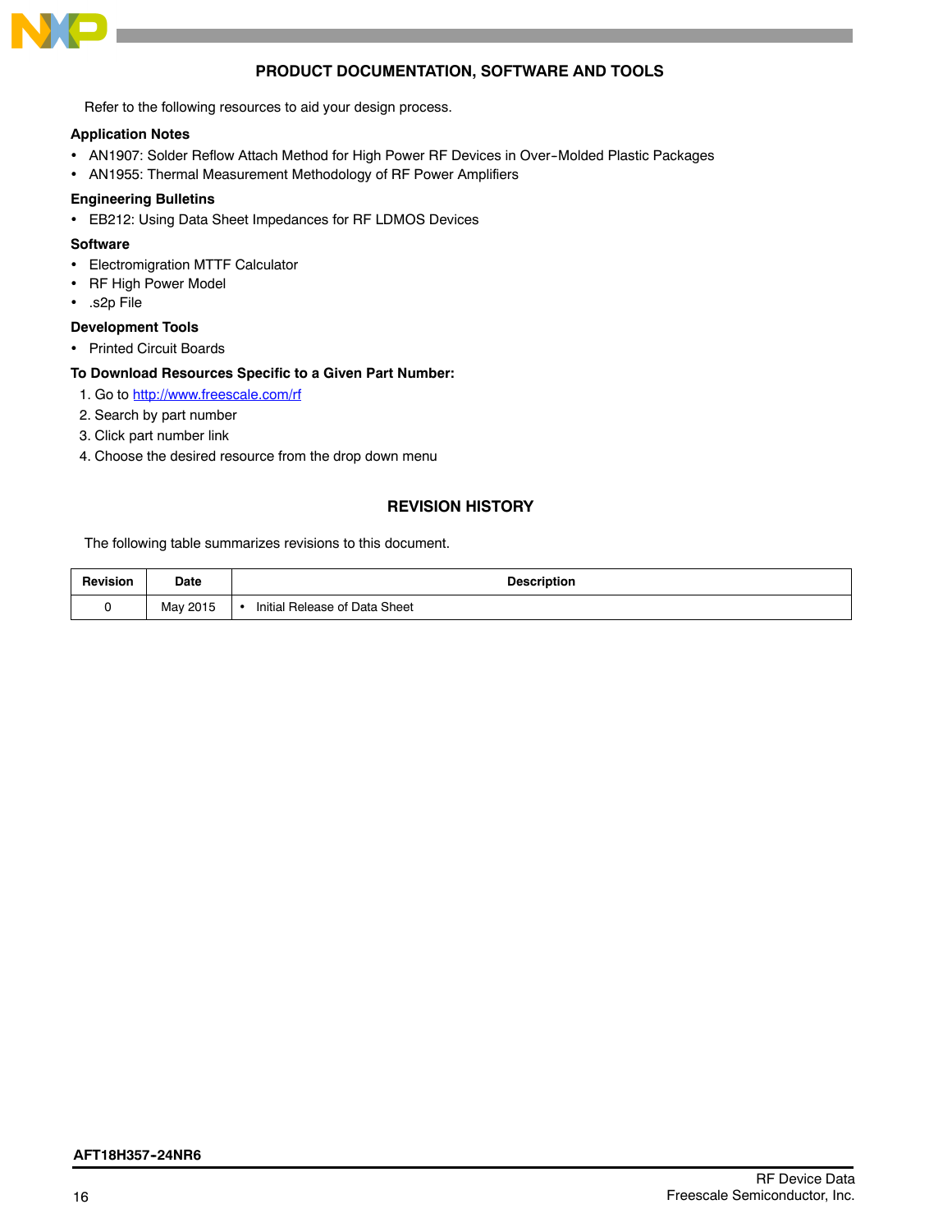## PRODUCT DOCUMENTATION, SOFTWARE AND TOOLS

Refer to the following resources to aid your design process.

**Application Notes**

- AN1907: Solder Reflow Attach Method for High Power RF Devices in Over-Molded Plastic Packages
- AN1955: Thermal Measurement Methodology of RF Power Amplifiers

**Engineering Bulletins**

- EB212: Using Data Sheet Impedances for RF LDMOS Devices

**Software**

- Electromigration MTTF Calculator
- RF High Power Model
- .s2p File

**Development Tools**

- Printed Circuit Boards

**To Download Resources Specific to a Given Part Number:**

1. Go to http://www.freescale.com/rf
2. Search by part number
3. Click part number link
4. Choose the desired resource from the drop down menu

## REVISION HISTORY

The following table summarizes revisions to this document.

| Revision | Date | Description |
|---|---|---|
| 0 | May 2015 | • Initial Release of Data Sheet |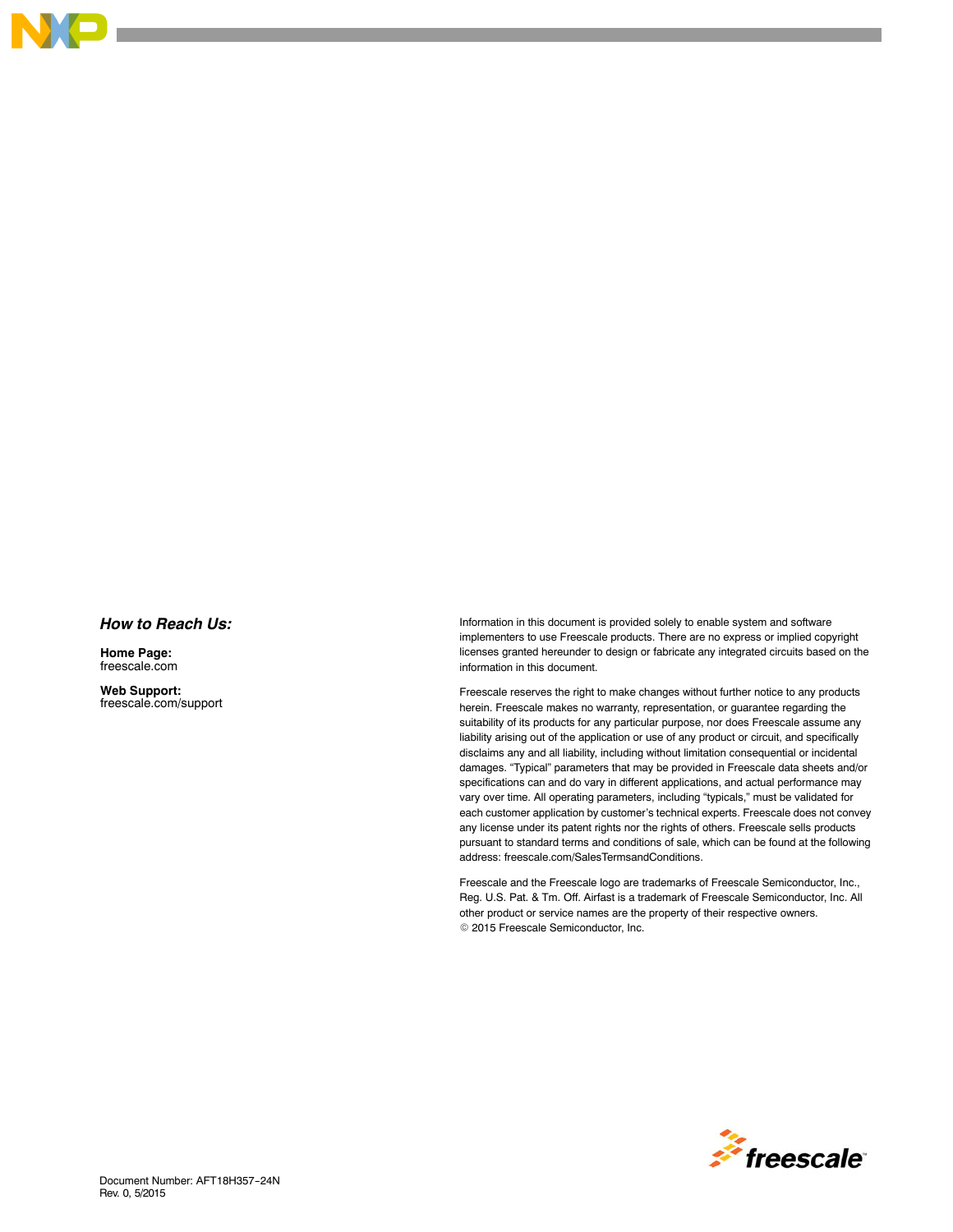***How to Reach Us:***

**Home Page:**
freescale.com

**Web Support:**
freescale.com/support

Information in this document is provided solely to enable system and software implementers to use Freescale products. There are no express or implied copyright licenses granted hereunder to design or fabricate any integrated circuits based on the information in this document.

Freescale reserves the right to make changes without further notice to any products herein. Freescale makes no warranty, representation, or guarantee regarding the suitability of its products for any particular purpose, nor does Freescale assume any liability arising out of the application or use of any product or circuit, and specifically disclaims any and all liability, including without limitation consequential or incidental damages. “Typical” parameters that may be provided in Freescale data sheets and/or specifications can and do vary in different applications, and actual performance may vary over time. All operating parameters, including “typicals,” must be validated for each customer application by customer’s technical experts. Freescale does not convey any license under its patent rights nor the rights of others. Freescale sells products pursuant to standard terms and conditions of sale, which can be found at the following address: freescale.com/SalesTermsandConditions.

Freescale and the Freescale logo are trademarks of Freescale Semiconductor, Inc., Reg. U.S. Pat. & Tm. Off. Airfast is a trademark of Freescale Semiconductor, Inc. All other product or service names are the property of their respective owners.
© 2015 Freescale Semiconductor, Inc.

Document Number: AFT18H357-24N
Rev. 0, 5/2015